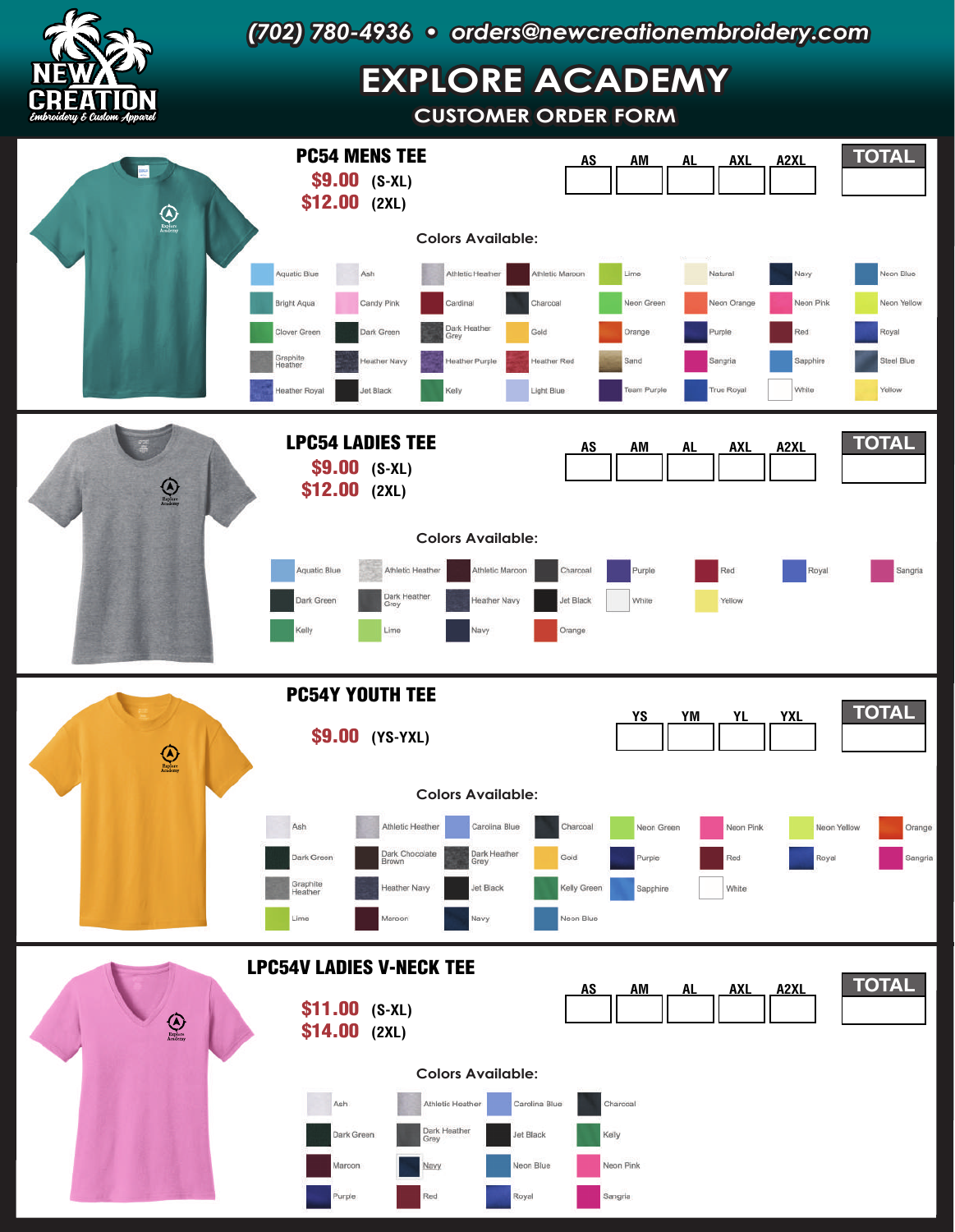(702) 780-4936 • orders@newcreationembroidery.com

# EXPLORE ACADEMY

## CUSTOMER ORDER FORM

### PC54 MENS TEE

**$9.00** (S-XL)
**$12.00** (2XL)

| AS | AM | AL | AXL | A2XL | TOTAL |
|---|---|---|---|---|---|
| | | | | | |

**Colors Available:**

Aquatic Blue, Ash, Athletic Heather, Athletic Maroon, Lime, Natural, Navy, Neon Blue, Bright Aqua, Candy Pink, Cardinal, Charcoal, Neon Green, Neon Orange, Neon Pink, Neon Yellow, Clover Green, Dark Green, Dark Heather Grey, Gold, Orange, Purple, Red, Royal, Graphite Heather, Heather Navy, Heather Purple, Heather Red, Sand, Sangria, Sapphire, Steel Blue, Heather Royal, Jet Black, Kelly, Light Blue, Team Purple, True Royal, White, Yellow

### LPC54 LADIES TEE

**$9.00** (S-XL)
**$12.00** (2XL)

| AS | AM | AL | AXL | A2XL | TOTAL |
|---|---|---|---|---|---|
| | | | | | |

**Colors Available:**

Aquatic Blue, Athletic Heather, Athletic Maroon, Charcoal, Purple, Red, Royal, Sangria, Dark Green, Dark Heather Grey, Heather Navy, Jet Black, White, Yellow, Kelly, Lime, Navy, Orange

### PC54Y YOUTH TEE

**$9.00** (YS-YXL)

| YS | YM | YL | YXL | TOTAL |
|---|---|---|---|---|
| | | | | |

**Colors Available:**

Ash, Athletic Heather, Carolina Blue, Charcoal, Neon Green, Neon Pink, Neon Yellow, Orange, Dark Green, Dark Chocolate Brown, Dark Heather Grey, Gold, Purple, Red, Royal, Sangria, Graphite Heather, Heather Navy, Jet Black, Kelly Green, Sapphire, White, Lime, Maroon, Navy, Neon Blue

### LPC54V LADIES V-NECK TEE

**$11.00** (S-XL)
**$14.00** (2XL)

| AS | AM | AL | AXL | A2XL | TOTAL |
|---|---|---|---|---|---|
| | | | | | |

**Colors Available:**

Ash, Athletic Heather, Carolina Blue, Charcoal, Dark Green, Dark Heather Grey, Jet Black, Kelly, Maroon, Navy, Neon Blue, Neon Pink, Purple, Red, Royal, Sangria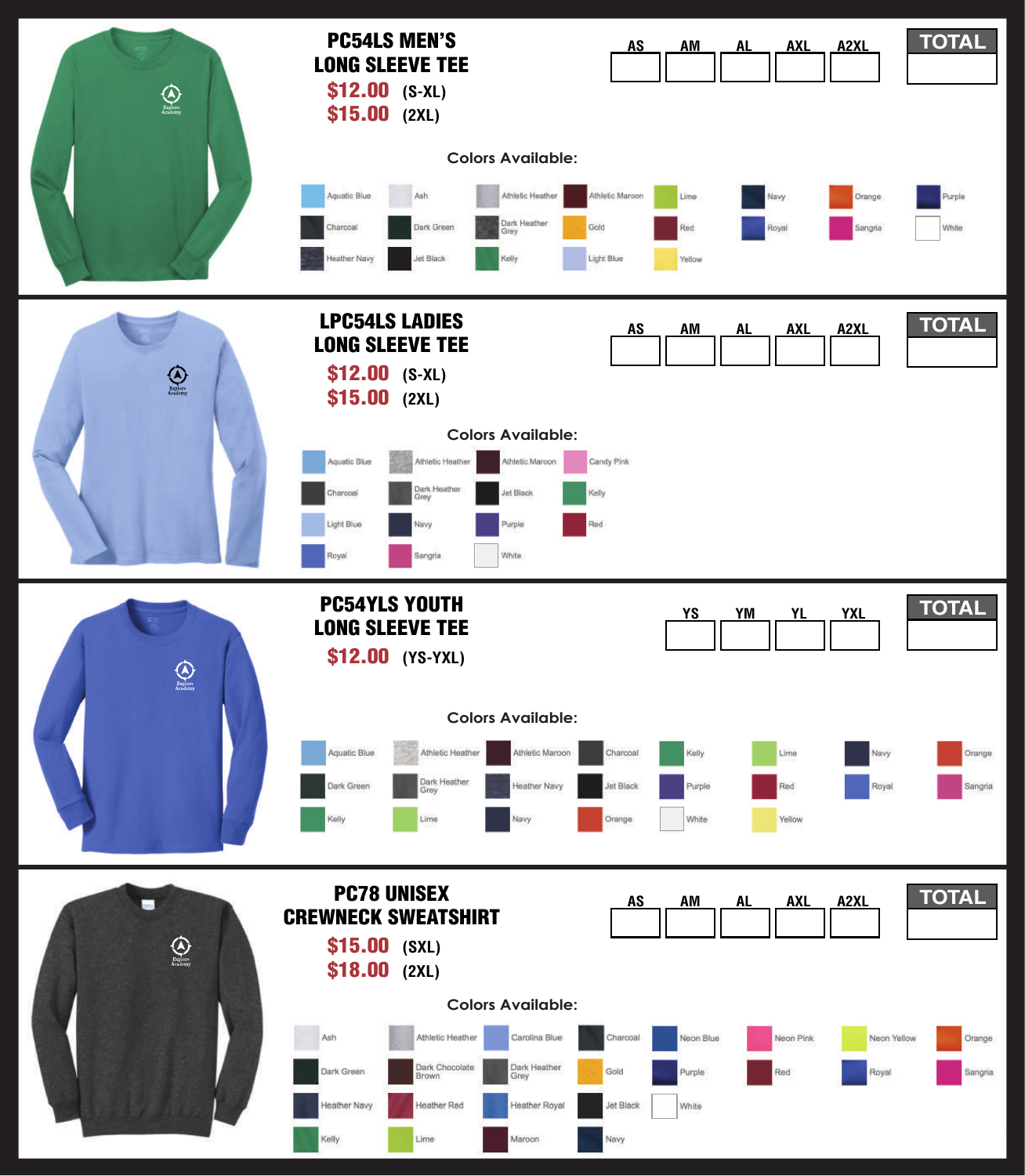## PC54LS MEN'S LONG SLEEVE TEE

**$12.00** (S-XL)
**$15.00** (2XL)

| AS | AM | AL | AXL | A2XL | TOTAL |
|---|---|---|---|---|---|
| | | | | | |

**Colors Available:**

Aquatic Blue, Ash, Athletic Heather, Athletic Maroon, Lime, Navy, Orange, Purple, Charcoal, Dark Green, Dark Heather Grey, Gold, Red, Royal, Sangria, White, Heather Navy, Jet Black, Kelly, Light Blue, Yellow

## LPC54LS LADIES LONG SLEEVE TEE

**$12.00** (S-XL)
**$15.00** (2XL)

| AS | AM | AL | AXL | A2XL | TOTAL |
|---|---|---|---|---|---|
| | | | | | |

**Colors Available:**

Aquatic Blue, Athletic Heather, Athletic Maroon, Candy Pink, Charcoal, Dark Heather Grey, Jet Black, Kelly, Light Blue, Navy, Purple, Red, Royal, Sangria, White

## PC54YLS YOUTH LONG SLEEVE TEE

**$12.00** (YS-YXL)

| YS | YM | YL | YXL | TOTAL |
|---|---|---|---|---|
| | | | | |

**Colors Available:**

Aquatic Blue, Athletic Heather, Athletic Maroon, Charcoal, Kelly, Lime, Navy, Orange, Dark Green, Dark Heather Grey, Heather Navy, Jet Black, Purple, Red, Royal, Sangria, Kelly, Lime, Navy, Orange, White, Yellow

## PC78 UNISEX CREWNECK SWEATSHIRT

**$15.00** (SXL)
**$18.00** (2XL)

| AS | AM | AL | AXL | A2XL | TOTAL |
|---|---|---|---|---|---|
| | | | | | |

**Colors Available:**

Ash, Athletic Heather, Carolina Blue, Charcoal, Neon Blue, Neon Pink, Neon Yellow, Orange, Dark Green, Dark Chocolate Brown, Dark Heather Grey, Gold, Purple, Red, Royal, Sangria, Heather Navy, Heather Red, Heather Royal, Jet Black, White, Kelly, Lime, Maroon, Navy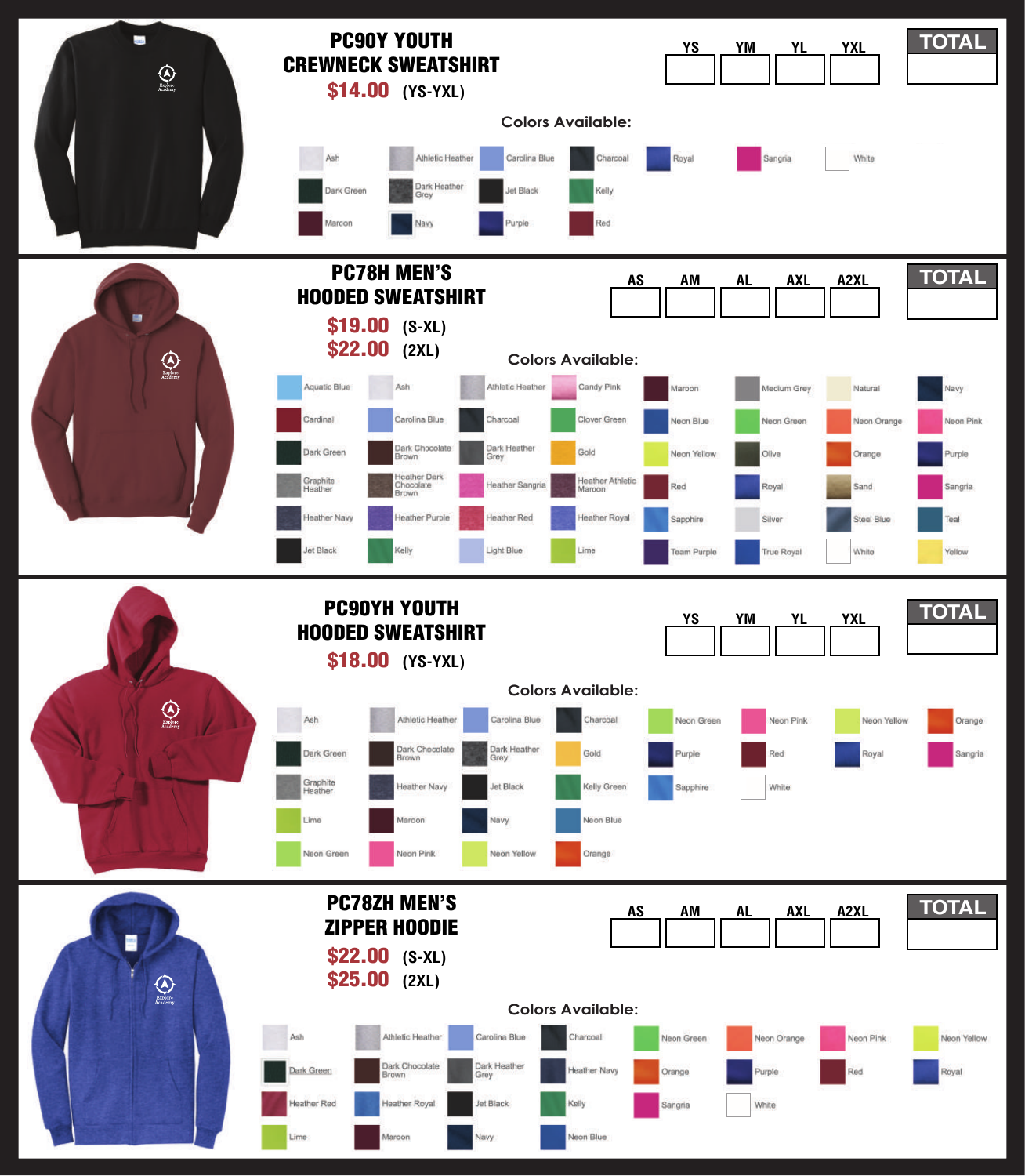## PC90Y YOUTH CREWNECK SWEATSHIRT

**$14.00** (YS-YXL)

| YS | YM | YL | YXL | TOTAL |
|---|---|---|---|---|
| | | | | |

**Colors Available:**

Ash, Athletic Heather, Carolina Blue, Charcoal, Royal, Sangria, White, Dark Green, Dark Heather Grey, Jet Black, Kelly, Maroon, Navy, Purple, Red

## PC78H MEN'S HOODED SWEATSHIRT

**$19.00** (S-XL)
**$22.00** (2XL)

| AS | AM | AL | AXL | A2XL | TOTAL |
|---|---|---|---|---|---|
| | | | | | |

**Colors Available:**

Aquatic Blue, Ash, Athletic Heather, Candy Pink, Maroon, Medium Grey, Natural, Navy, Cardinal, Carolina Blue, Charcoal, Clover Green, Neon Blue, Neon Green, Neon Orange, Neon Pink, Dark Green, Dark Chocolate Brown, Dark Heather Grey, Gold, Neon Yellow, Olive, Orange, Purple, Graphite Heather, Heather Dark Chocolate Brown, Heather Sangria, Heather Athletic Maroon, Red, Royal, Sand, Sangria, Heather Navy, Heather Purple, Heather Red, Heather Royal, Sapphire, Silver, Steel Blue, Teal, Jet Black, Kelly, Light Blue, Lime, Team Purple, True Royal, White, Yellow

## PC90YH YOUTH HOODED SWEATSHIRT

**$18.00** (YS-YXL)

| YS | YM | YL | YXL | TOTAL |
|---|---|---|---|---|
| | | | | |

**Colors Available:**

Ash, Athletic Heather, Carolina Blue, Charcoal, Neon Green, Neon Pink, Neon Yellow, Orange, Dark Green, Dark Chocolate Brown, Dark Heather Grey, Gold, Purple, Red, Royal, Sangria, Graphite Heather, Heather Navy, Jet Black, Kelly Green, Sapphire, White, Lime, Maroon, Navy, Neon Blue, Neon Green, Neon Pink, Neon Yellow, Orange

## PC78ZH MEN'S ZIPPER HOODIE

**$22.00** (S-XL)
**$25.00** (2XL)

| AS | AM | AL | AXL | A2XL | TOTAL |
|---|---|---|---|---|---|
| | | | | | |

**Colors Available:**

Ash, Athletic Heather, Carolina Blue, Charcoal, Neon Green, Neon Orange, Neon Pink, Neon Yellow, Dark Green, Dark Chocolate Brown, Dark Heather Grey, Heather Navy, Orange, Purple, Red, Royal, Heather Red, Heather Royal, Jet Black, Kelly, Sangria, White, Lime, Maroon, Navy, Neon Blue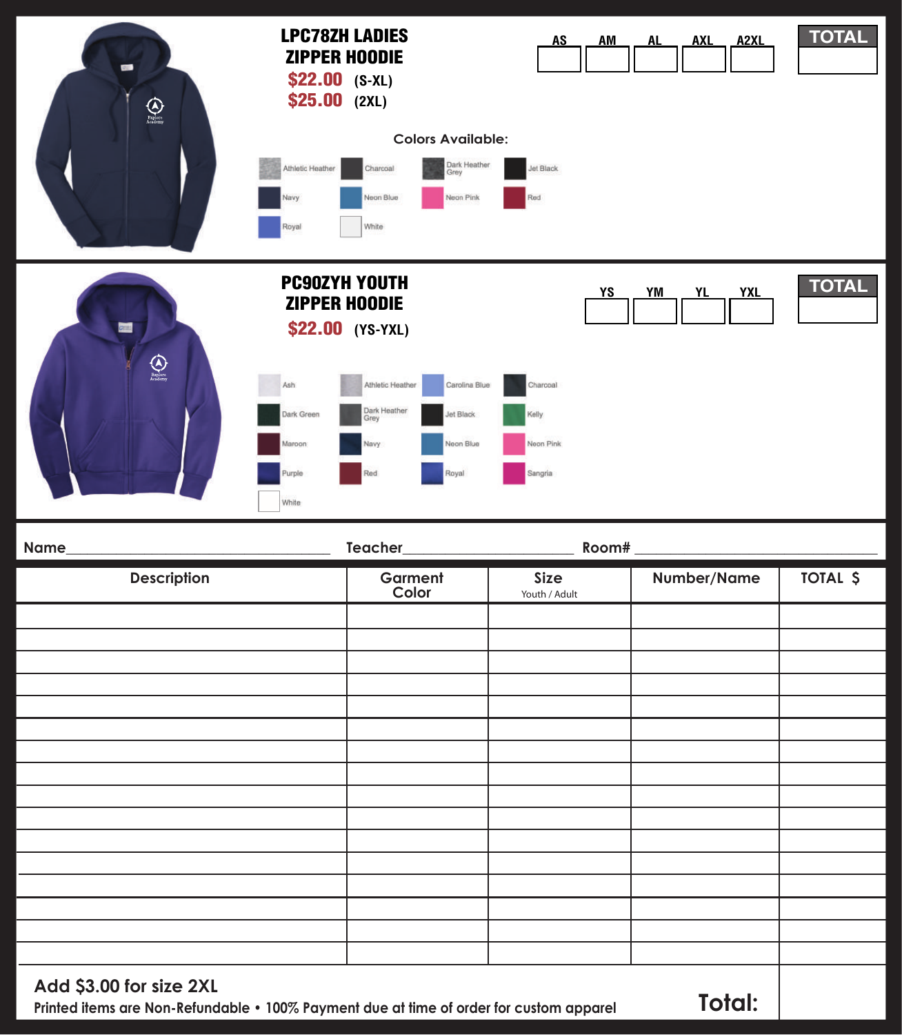## LPC78ZH LADIES ZIPPER HOODIE

**$22.00** (S-XL)
**$25.00** (2XL)

| AS | AM | AL | AXL | A2XL | TOTAL |
|---|---|---|---|---|---|
| | | | | | |

**Colors Available:**

Athletic Heather, Charcoal, Dark Heather Grey, Jet Black, Navy, Neon Blue, Neon Pink, Red, Royal, White

## PC90ZYH YOUTH ZIPPER HOODIE

**$22.00** (YS-YXL)

| YS | YM | YL | YXL | TOTAL |
|---|---|---|---|---|
| | | | | |

Ash, Athletic Heather, Carolina Blue, Charcoal, Dark Green, Dark Heather Grey, Jet Black, Kelly, Maroon, Navy, Neon Blue, Neon Pink, Purple, Red, Royal, Sangria, White

Name_______________________________ Teacher____________________ Room# ______________________________

| Description | Garment Color | Size Youth / Adult | Number/Name | TOTAL $ |
|---|---|---|---|---|
| | | | | |
| | | | | |
| | | | | |
| | | | | |
| | | | | |
| | | | | |
| | | | | |
| | | | | |
| | | | | |
| | | | | |
| | | | | |
| | | | | |
| | | | | |
| | | | | |
| | | | | |
| | | | | |

**Add $3.00 for size 2XL**

Printed items are Non-Refundable • 100% Payment due at time of order for custom apparel

**Total:**